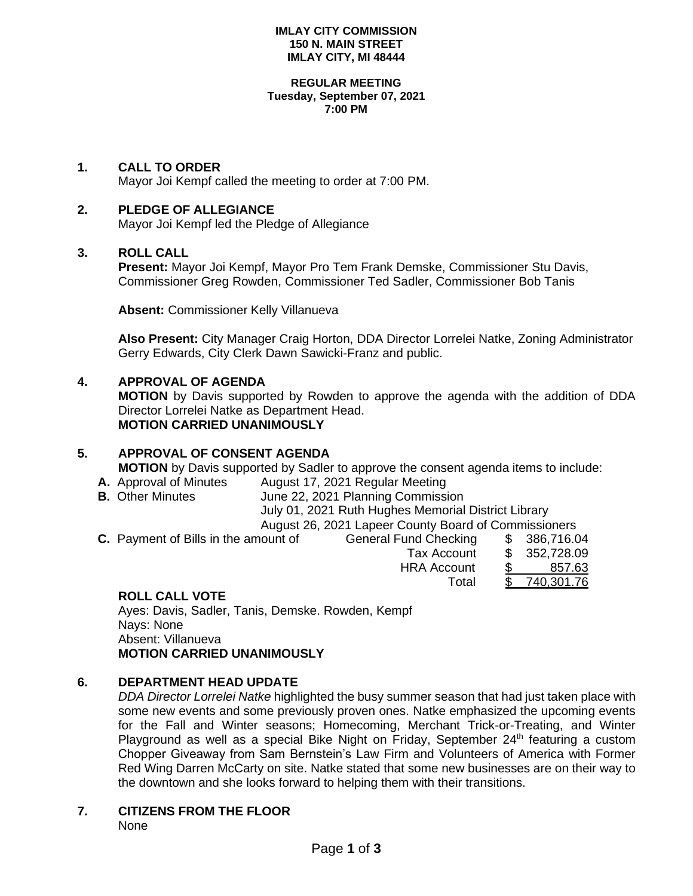**IMLAY CITY COMMISSION**
**150 N. MAIN STREET**
**IMLAY CITY, MI 48444**

**REGULAR MEETING**
**Tuesday, September 07, 2021**
**7:00 PM**

## 1. CALL TO ORDER

Mayor Joi Kempf called the meeting to order at 7:00 PM.

## 2. PLEDGE OF ALLEGIANCE

Mayor Joi Kempf led the Pledge of Allegiance

## 3. ROLL CALL

**Present:** Mayor Joi Kempf, Mayor Pro Tem Frank Demske, Commissioner Stu Davis, Commissioner Greg Rowden, Commissioner Ted Sadler, Commissioner Bob Tanis

**Absent:** Commissioner Kelly Villanueva

**Also Present:** City Manager Craig Horton, DDA Director Lorrelei Natke, Zoning Administrator Gerry Edwards, City Clerk Dawn Sawicki-Franz and public.

## 4. APPROVAL OF AGENDA

**MOTION** by Davis supported by Rowden to approve the agenda with the addition of DDA Director Lorrelei Natke as Department Head.
**MOTION CARRIED UNANIMOUSLY**

## 5. APPROVAL OF CONSENT AGENDA

**MOTION** by Davis supported by Sadler to approve the consent agenda items to include:

**A.** Approval of Minutes — August 17, 2021 Regular Meeting

**B.** Other Minutes — June 22, 2021 Planning Commission
July 01, 2021 Ruth Hughes Memorial District Library
August 26, 2021 Lapeer County Board of Commissioners

**C.** Payment of Bills in the amount of

| | |
|---|---|
| General Fund Checking | $ 386,716.04 |
| Tax Account | $ 352,728.09 |
| HRA Account | $ 857.63 |
| Total | $ 740,301.76 |

**ROLL CALL VOTE**
Ayes: Davis, Sadler, Tanis, Demske. Rowden, Kempf
Nays: None
Absent: Villanueva
**MOTION CARRIED UNANIMOUSLY**

## 6. DEPARTMENT HEAD UPDATE

*DDA Director Lorrelei Natke* highlighted the busy summer season that had just taken place with some new events and some previously proven ones. Natke emphasized the upcoming events for the Fall and Winter seasons; Homecoming, Merchant Trick-or-Treating, and Winter Playground as well as a special Bike Night on Friday, September 24th featuring a custom Chopper Giveaway from Sam Bernstein's Law Firm and Volunteers of America with Former Red Wing Darren McCarty on site. Natke stated that some new businesses are on their way to the downtown and she looks forward to helping them with their transitions.

## 7. CITIZENS FROM THE FLOOR

None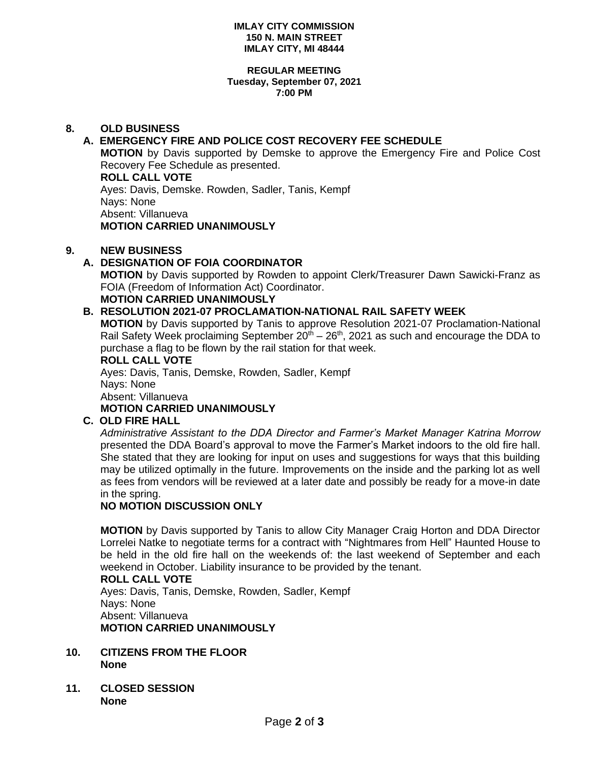**IMLAY CITY COMMISSION**
**150 N. MAIN STREET**
**IMLAY CITY, MI 48444**

**REGULAR MEETING**
**Tuesday, September 07, 2021**
**7:00 PM**

## 8. OLD BUSINESS

### A. EMERGENCY FIRE AND POLICE COST RECOVERY FEE SCHEDULE

**MOTION** by Davis supported by Demske to approve the Emergency Fire and Police Cost Recovery Fee Schedule as presented.

**ROLL CALL VOTE**
Ayes: Davis, Demske. Rowden, Sadler, Tanis, Kempf
Nays: None
Absent: Villanueva
**MOTION CARRIED UNANIMOUSLY**

## 9. NEW BUSINESS

### A. DESIGNATION OF FOIA COORDINATOR

**MOTION** by Davis supported by Rowden to appoint Clerk/Treasurer Dawn Sawicki-Franz as FOIA (Freedom of Information Act) Coordinator.
**MOTION CARRIED UNANIMOUSLY**

### B. RESOLUTION 2021-07 PROCLAMATION-NATIONAL RAIL SAFETY WEEK

**MOTION** by Davis supported by Tanis to approve Resolution 2021-07 Proclamation-National Rail Safety Week proclaiming September 20th – 26th, 2021 as such and encourage the DDA to purchase a flag to be flown by the rail station for that week.

**ROLL CALL VOTE**
Ayes: Davis, Tanis, Demske, Rowden, Sadler, Kempf
Nays: None
Absent: Villanueva
**MOTION CARRIED UNANIMOUSLY**

### C. OLD FIRE HALL

*Administrative Assistant to the DDA Director and Farmer's Market Manager Katrina Morrow* presented the DDA Board's approval to move the Farmer's Market indoors to the old fire hall. She stated that they are looking for input on uses and suggestions for ways that this building may be utilized optimally in the future. Improvements on the inside and the parking lot as well as fees from vendors will be reviewed at a later date and possibly be ready for a move-in date in the spring.

**NO MOTION DISCUSSION ONLY**

**MOTION** by Davis supported by Tanis to allow City Manager Craig Horton and DDA Director Lorrelei Natke to negotiate terms for a contract with "Nightmares from Hell" Haunted House to be held in the old fire hall on the weekends of: the last weekend of September and each weekend in October. Liability insurance to be provided by the tenant.

**ROLL CALL VOTE**
Ayes: Davis, Tanis, Demske, Rowden, Sadler, Kempf
Nays: None
Absent: Villanueva
**MOTION CARRIED UNANIMOUSLY**

## 10. CITIZENS FROM THE FLOOR

**None**

## 11. CLOSED SESSION

**None**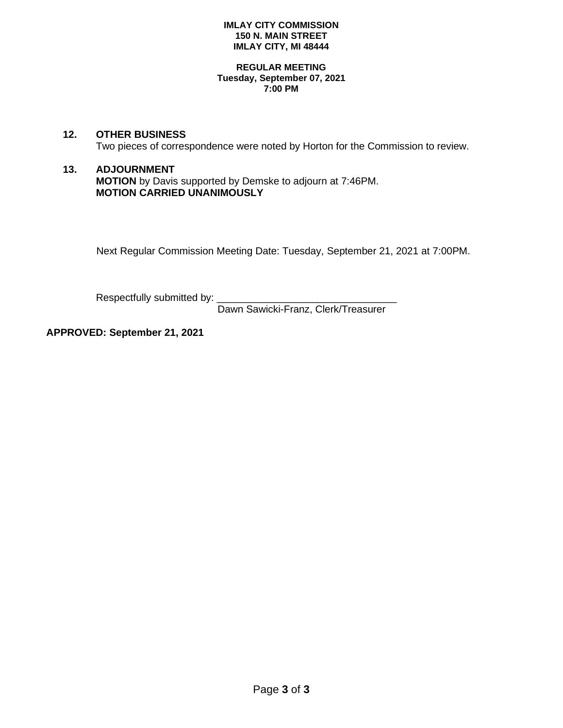**IMLAY CITY COMMISSION**
**150 N. MAIN STREET**
**IMLAY CITY, MI 48444**

**REGULAR MEETING**
**Tuesday, September 07, 2021**
**7:00 PM**

**12. OTHER BUSINESS**
Two pieces of correspondence were noted by Horton for the Commission to review.

**13. ADJOURNMENT**
**MOTION** by Davis supported by Demske to adjourn at 7:46PM.
**MOTION CARRIED UNANIMOUSLY**

Next Regular Commission Meeting Date: Tuesday, September 21, 2021 at 7:00PM.

Respectfully submitted by: ________________________________
Dawn Sawicki-Franz, Clerk/Treasurer

**APPROVED: September 21, 2021**